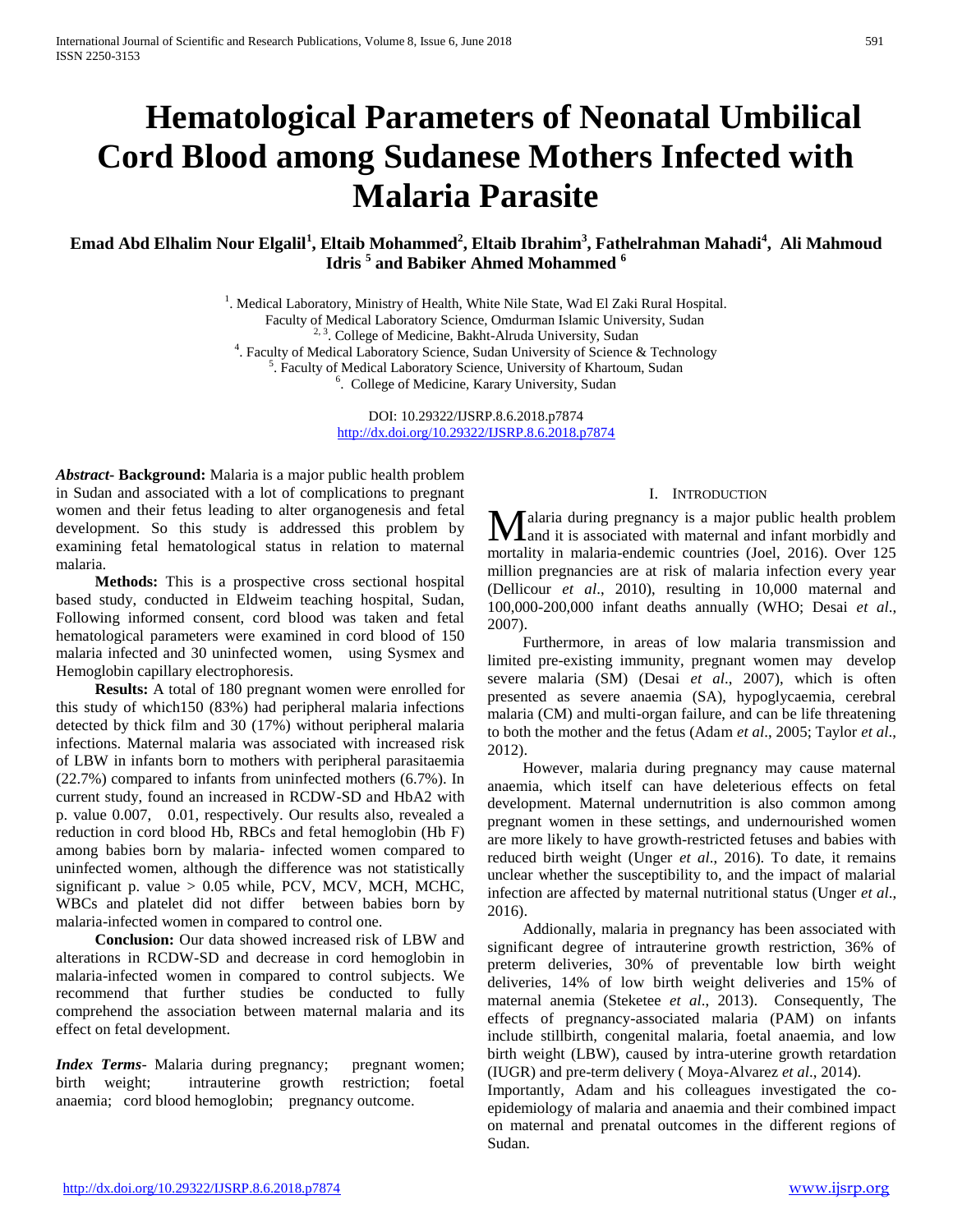# Hematological Parameters of Neonatal Umbilical Cord Blood among Sudanese Mothers Infected with Malaria Parasite

**Emad Abd Elhalim Nour Elgalil[1], Eltaib Mohammed[2], Eltaib Ibrahim[3], Fathelrahman Mahadi[4], Ali Mahmoud Idris [5] and Babiker Ahmed Mohammed [6]**

[1]. Medical Laboratory, Ministry of Health, White Nile State, Wad El Zaki Rural Hospital. Faculty of Medical Laboratory Science, Omdurman Islamic University, Sudan
[2, 3]. College of Medicine, Bakht-Alruda University, Sudan
[4]. Faculty of Medical Laboratory Science, Sudan University of Science & Technology
[5]. Faculty of Medical Laboratory Science, University of Khartoum, Sudan
[6]. College of Medicine, Karary University, Sudan

DOI: 10.29322/IJSRP.8.6.2018.p7874
http://dx.doi.org/10.29322/IJSRP.8.6.2018.p7874

***Abstract*- Background:** Malaria is a major public health problem in Sudan and associated with a lot of complications to pregnant women and their fetus leading to alter organogenesis and fetal development. So this study is addressed this problem by examining fetal hematological status in relation to maternal malaria.

**Methods:** This is a prospective cross sectional hospital based study, conducted in Eldweim teaching hospital, Sudan, Following informed consent, cord blood was taken and fetal hematological parameters were examined in cord blood of 150 malaria infected and 30 uninfected women, using Sysmex and Hemoglobin capillary electrophoresis.

**Results:** A total of 180 pregnant women were enrolled for this study of which150 (83%) had peripheral malaria infections detected by thick film and 30 (17%) without peripheral malaria infections. Maternal malaria was associated with increased risk of LBW in infants born to mothers with peripheral parasitaemia (22.7%) compared to infants from uninfected mothers (6.7%). In current study, found an increased in RCDW-SD and HbA2 with p. value 0.007, 0.01, respectively. Our results also, revealed a reduction in cord blood Hb, RBCs and fetal hemoglobin (Hb F) among babies born by malaria- infected women compared to uninfected women, although the difference was not statistically significant p. value > 0.05 while, PCV, MCV, MCH, MCHC, WBCs and platelet did not differ between babies born by malaria-infected women in compared to control one.

**Conclusion:** Our data showed increased risk of LBW and alterations in RCDW-SD and decrease in cord hemoglobin in malaria-infected women in compared to control subjects. We recommend that further studies be conducted to fully comprehend the association between maternal malaria and its effect on fetal development.

***Index Terms*-** Malaria during pregnancy; pregnant women; birth weight; intrauterine growth restriction; foetal anaemia; cord blood hemoglobin; pregnancy outcome.

## I. Introduction

Malaria during pregnancy is a major public health problem and it is associated with maternal and infant morbidly and mortality in malaria-endemic countries (Joel, 2016). Over 125 million pregnancies are at risk of malaria infection every year (Dellicour *et al*., 2010), resulting in 10,000 maternal and 100,000-200,000 infant deaths annually (WHO; Desai *et al*., 2007).

Furthermore, in areas of low malaria transmission and limited pre-existing immunity, pregnant women may develop severe malaria (SM) (Desai *et al*., 2007), which is often presented as severe anaemia (SA), hypoglycaemia, cerebral malaria (CM) and multi-organ failure, and can be life threatening to both the mother and the fetus (Adam *et al*., 2005; Taylor *et al*., 2012).

However, malaria during pregnancy may cause maternal anaemia, which itself can have deleterious effects on fetal development. Maternal undernutrition is also common among pregnant women in these settings, and undernourished women are more likely to have growth-restricted fetuses and babies with reduced birth weight (Unger *et al*., 2016). To date, it remains unclear whether the susceptibility to, and the impact of malarial infection are affected by maternal nutritional status (Unger *et al*., 2016).

Addionally, malaria in pregnancy has been associated with significant degree of intrauterine growth restriction, 36% of preterm deliveries, 30% of preventable low birth weight deliveries, 14% of low birth weight deliveries and 15% of maternal anemia (Steketee *et al*., 2013). Consequently, The effects of pregnancy-associated malaria (PAM) on infants include stillbirth, congenital malaria, foetal anaemia, and low birth weight (LBW), caused by intra-uterine growth retardation (IUGR) and pre-term delivery ( Moya-Alvarez *et al*., 2014).

Importantly, Adam and his colleagues investigated the co-epidemiology of malaria and anaemia and their combined impact on maternal and prenatal outcomes in the different regions of Sudan.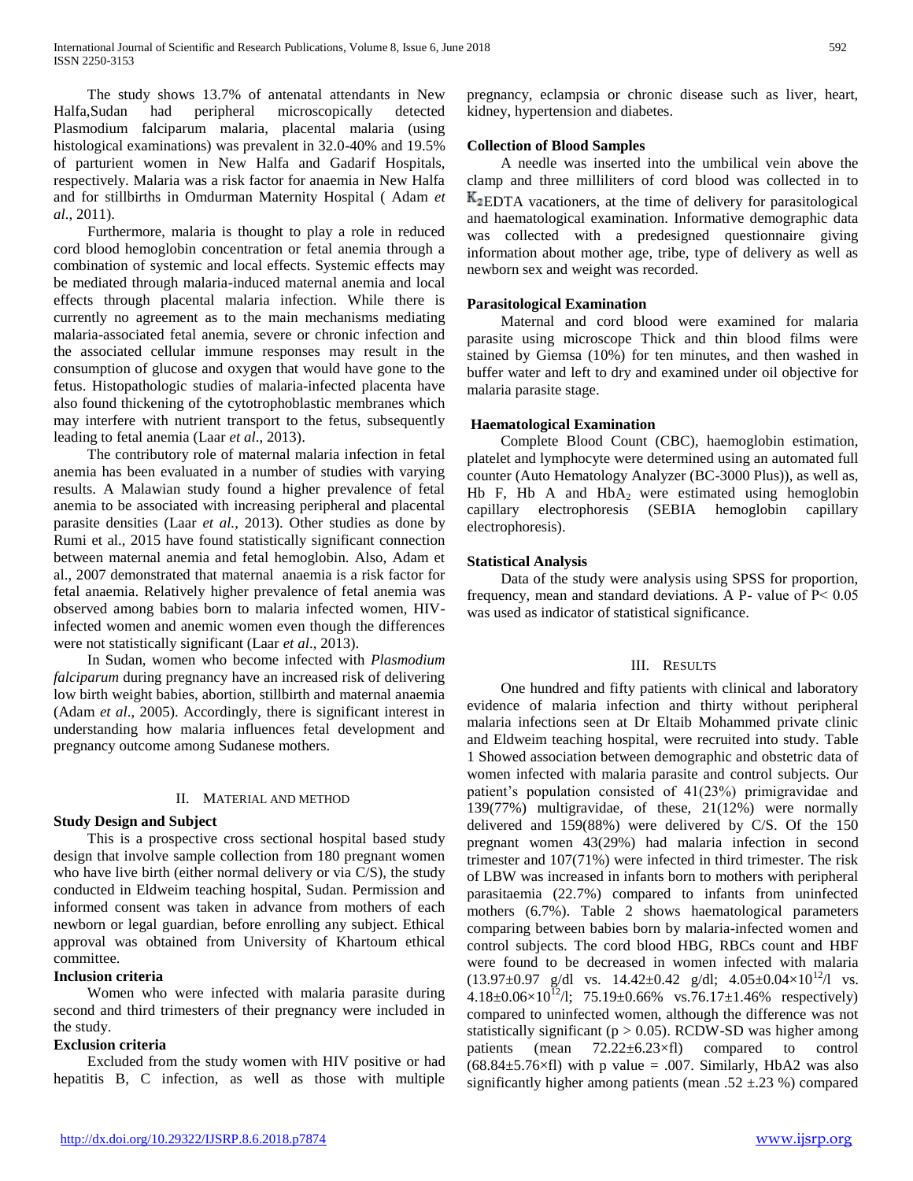The study shows 13.7% of antenatal attendants in New Halfa,Sudan had peripheral microscopically detected Plasmodium falciparum malaria, placental malaria (using histological examinations) was prevalent in 32.0-40% and 19.5% of parturient women in New Halfa and Gadarif Hospitals, respectively. Malaria was a risk factor for anaemia in New Halfa and for stillbirths in Omdurman Maternity Hospital ( Adam *et al*., 2011).

Furthermore, malaria is thought to play a role in reduced cord blood hemoglobin concentration or fetal anemia through a combination of systemic and local effects. Systemic effects may be mediated through malaria-induced maternal anemia and local effects through placental malaria infection. While there is currently no agreement as to the main mechanisms mediating malaria-associated fetal anemia, severe or chronic infection and the associated cellular immune responses may result in the consumption of glucose and oxygen that would have gone to the fetus. Histopathologic studies of malaria-infected placenta have also found thickening of the cytotrophoblastic membranes which may interfere with nutrient transport to the fetus, subsequently leading to fetal anemia (Laar *et al*., 2013).

The contributory role of maternal malaria infection in fetal anemia has been evaluated in a number of studies with varying results. A Malawian study found a higher prevalence of fetal anemia to be associated with increasing peripheral and placental parasite densities (Laar *et al.*, 2013). Other studies as done by Rumi et al., 2015 have found statistically significant connection between maternal anemia and fetal hemoglobin. Also, Adam et al., 2007 demonstrated that maternal anaemia is a risk factor for fetal anaemia. Relatively higher prevalence of fetal anemia was observed among babies born to malaria infected women, HIV-infected women and anemic women even though the differences were not statistically significant (Laar *et al*., 2013).

In Sudan, women who become infected with *Plasmodium falciparum* during pregnancy have an increased risk of delivering low birth weight babies, abortion, stillbirth and maternal anaemia (Adam *et al*., 2005). Accordingly, there is significant interest in understanding how malaria influences fetal development and pregnancy outcome among Sudanese mothers.

## II. Material and Method

**Study Design and Subject**

This is a prospective cross sectional hospital based study design that involve sample collection from 180 pregnant women who have live birth (either normal delivery or via C/S), the study conducted in Eldweim teaching hospital, Sudan. Permission and informed consent was taken in advance from mothers of each newborn or legal guardian, before enrolling any subject. Ethical approval was obtained from University of Khartoum ethical committee.

**Inclusion criteria**

Women who were infected with malaria parasite during second and third trimesters of their pregnancy were included in the study.

**Exclusion criteria**

Excluded from the study women with HIV positive or had hepatitis B, C infection, as well as those with multiple pregnancy, eclampsia or chronic disease such as liver, heart, kidney, hypertension and diabetes.

**Collection of Blood Samples**

A needle was inserted into the umbilical vein above the clamp and three milliliters of cord blood was collected in to $K_2$EDTA vacationers, at the time of delivery for parasitological and haematological examination. Informative demographic data was collected with a predesigned questionnaire giving information about mother age, tribe, type of delivery as well as newborn sex and weight was recorded.

**Parasitological Examination**

Maternal and cord blood were examined for malaria parasite using microscope Thick and thin blood films were stained by Giemsa (10%) for ten minutes, and then washed in buffer water and left to dry and examined under oil objective for malaria parasite stage.

**Haematological Examination**

Complete Blood Count (CBC), haemoglobin estimation, platelet and lymphocyte were determined using an automated full counter (Auto Hematology Analyzer (BC-3000 Plus)), as well as, Hb F, Hb A and $HbA_2$ were estimated using hemoglobin capillary electrophoresis (SEBIA hemoglobin capillary electrophoresis).

**Statistical Analysis**

Data of the study were analysis using SPSS for proportion, frequency, mean and standard deviations. A P- value of $P < 0.05$ was used as indicator of statistical significance.

## III. Results

One hundred and fifty patients with clinical and laboratory evidence of malaria infection and thirty without peripheral malaria infections seen at Dr Eltaib Mohammed private clinic and Eldweim teaching hospital, were recruited into study. Table 1 Showed association between demographic and obstetric data of women infected with malaria parasite and control subjects. Our patient's population consisted of 41(23%) primigravidae and 139(77%) multigravidae, of these, 21(12%) were normally delivered and 159(88%) were delivered by C/S. Of the 150 pregnant women 43(29%) had malaria infection in second trimester and 107(71%) were infected in third trimester. The risk of LBW was increased in infants born to mothers with peripheral parasitaemia (22.7%) compared to infants from uninfected mothers (6.7%). Table 2 shows haematological parameters comparing between babies born by malaria-infected women and control subjects. The cord blood HBG, RBCs count and HBF were found to be decreased in women infected with malaria ($13.97 \pm 0.97$ g/dl vs. $14.42 \pm 0.42$ g/dl; $4.05 \pm 0.04 \times 10^{12}$/l vs. $4.18 \pm 0.06 \times 10^{12}$/l; $75.19 \pm 0.66$% vs.$76.17 \pm 1.46$% respectively) compared to uninfected women, although the difference was not statistically significant ($p > 0.05$). RCDW-SD was higher among patients (mean $72.22 \pm 6.23 \times$fl) compared to control ($68.84 \pm 5.76 \times$fl) with p value = .007. Similarly, HbA2 was also significantly higher among patients (mean .52 $\pm$.23 %) compared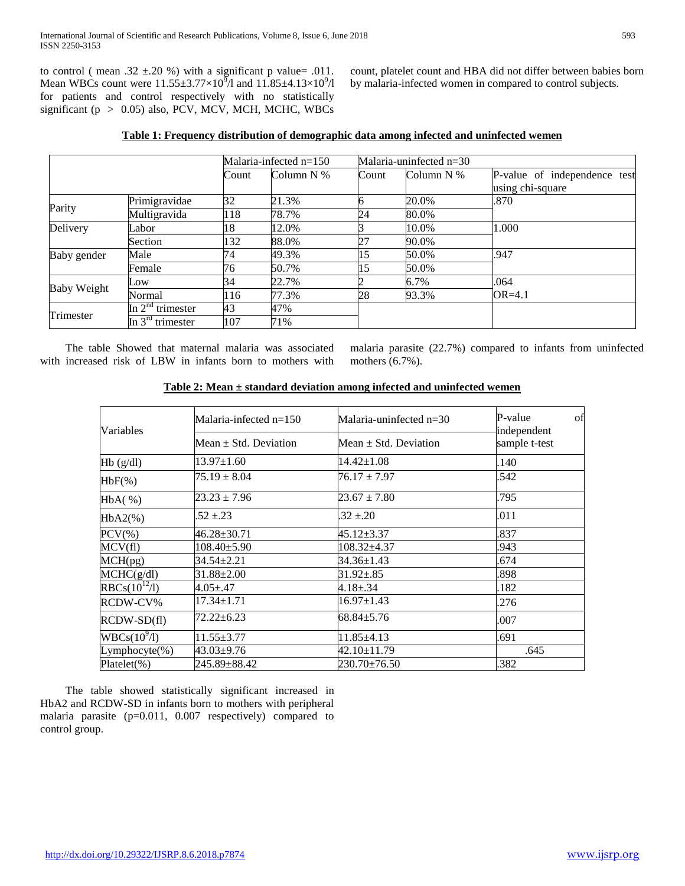to control ( mean .32 ±.20 %) with a significant p value= .011. Mean WBCs count were $11.55 \pm 3.77 \times 10^9$/l and $11.85 \pm 4.13 \times 10^9$/l for patients and control respectively with no statistically significant ($p > 0.05$) also, PCV, MCV, MCH, MCHC, WBCs count, platelet count and HBA did not differ between babies born by malaria-infected women in compared to control subjects.

**Table 1: Frequency distribution of demographic data among infected and uninfected wemen**

| | | Malaria-infected n=150 | | Malaria-uninfected n=30 | | |
|---|---|---|---|---|---|---|
| | | Count | Column N % | Count | Column N % | P-value of independence test using chi-square |
| Parity | Primigravidae | 32 | 21.3% | 6 | 20.0% | .870 |
| | Multigravida | 118 | 78.7% | 24 | 80.0% | |
| Delivery | Labor | 18 | 12.0% | 3 | 10.0% | 1.000 |
| | Section | 132 | 88.0% | 27 | 90.0% | |
| Baby gender | Male | 74 | 49.3% | 15 | 50.0% | .947 |
| | Female | 76 | 50.7% | 15 | 50.0% | |
| Baby Weight | Low | 34 | 22.7% | 2 | 6.7% | .064 |
| | Normal | 116 | 77.3% | 28 | 93.3% | OR=4.1 |
| Trimester | In 2nd trimester | 43 | 47% | | | |
| | In 3rd trimester | 107 | 71% | | | |

The table Showed that maternal malaria was associated with increased risk of LBW in infants born to mothers with malaria parasite (22.7%) compared to infants from uninfected mothers (6.7%).

**Table 2: Mean ± standard deviation among infected and uninfected wemen**

| Variables | Malaria-infected n=150 | Malaria-uninfected n=30 | P-value of independent sample t-test |
|---|---|---|---|
| | Mean ± Std. Deviation | Mean ± Std. Deviation | |
| Hb (g/dl) | 13.97±1.60 | 14.42±1.08 | .140 |
| HbF(%) | 75.19 ± 8.04 | 76.17 ± 7.97 | .542 |
| HbA( %) | 23.23 ± 7.96 | 23.67 ± 7.80 | .795 |
| HbA2(%) | .52 ±.23 | .32 ±.20 | .011 |
| PCV(%) | 46.28±30.71 | 45.12±3.37 | .837 |
| MCV(fl) | 108.40±5.90 | 108.32±4.37 | .943 |
| MCH(pg) | 34.54±2.21 | 34.36±1.43 | .674 |
| MCHC(g/dl) | 31.88±2.00 | 31.92±.85 | .898 |
| RBCs($10^{12}$/l) | 4.05±.47 | 4.18±.34 | .182 |
| RCDW-CV% | 17.34±1.71 | 16.97±1.43 | .276 |
| RCDW-SD(fl) | 72.22±6.23 | 68.84±5.76 | .007 |
| WBCs($10^9$/l) | 11.55±3.77 | 11.85±4.13 | .691 |
| Lymphocyte(%) | 43.03±9.76 | 42.10±11.79 | .645 |
| Platelet(%) | 245.89±88.42 | 230.70±76.50 | .382 |

The table showed statistically significant increased in HbA2 and RCDW-SD in infants born to mothers with peripheral malaria parasite (p=0.011, 0.007 respectively) compared to control group.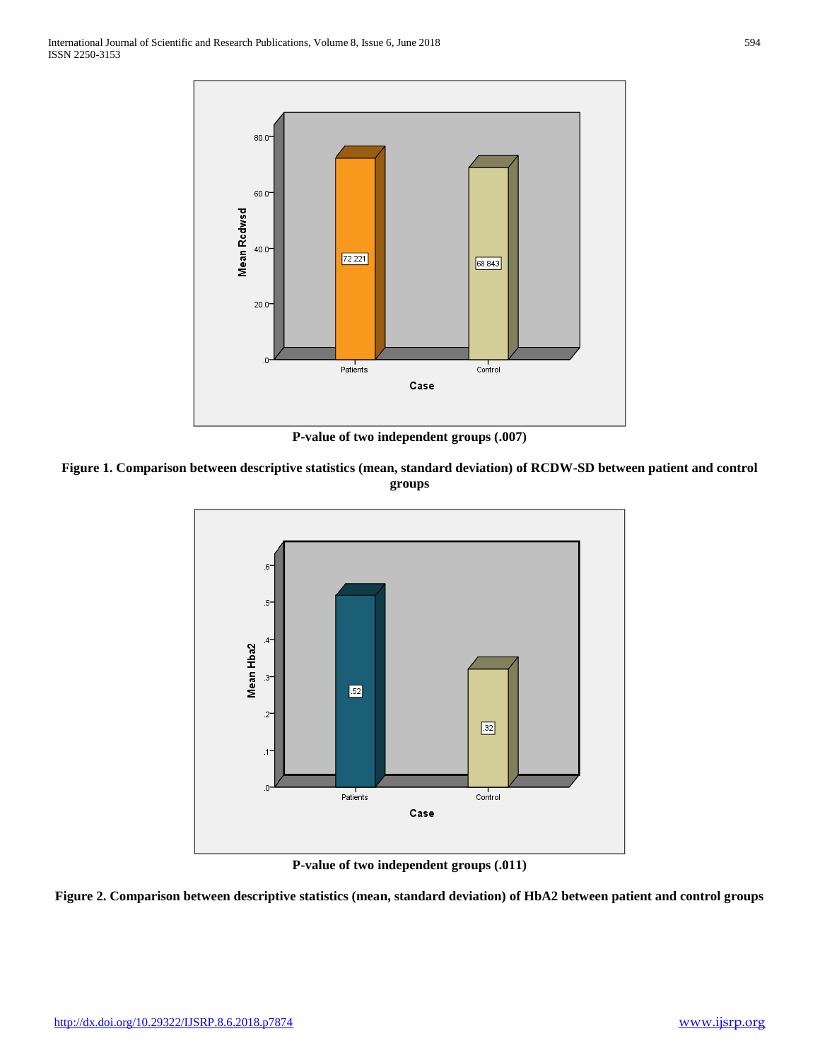P-value of two independent groups (.007)

**Figure 1. Comparison between descriptive statistics (mean, standard deviation) of RCDW-SD between patient and control groups**

P-value of two independent groups (.011)

**Figure 2. Comparison between descriptive statistics (mean, standard deviation) of HbA2 between patient and control groups**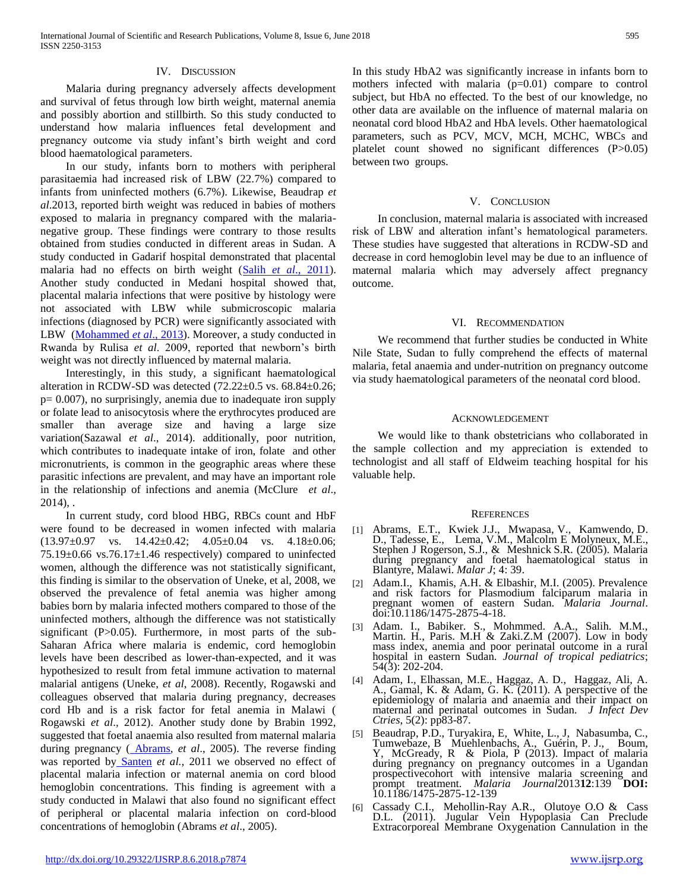## IV. Discussion

Malaria during pregnancy adversely affects development and survival of fetus through low birth weight, maternal anemia and possibly abortion and stillbirth. So this study conducted to understand how malaria influences fetal development and pregnancy outcome via study infant's birth weight and cord blood haematological parameters.

In our study, infants born to mothers with peripheral parasitaemia had increased risk of LBW (22.7%) compared to infants from uninfected mothers (6.7%). Likewise, Beaudrap *et al*.2013, reported birth weight was reduced in babies of mothers exposed to malaria in pregnancy compared with the malaria-negative group. These findings were contrary to those results obtained from studies conducted in different areas in Sudan. A study conducted in Gadarif hospital demonstrated that placental malaria had no effects on birth weight (Salih *et al*., 2011). Another study conducted in Medani hospital showed that, placental malaria infections that were positive by histology were not associated with LBW while submicroscopic malaria infections (diagnosed by PCR) were significantly associated with LBW (Mohammed *et al*., 2013). Moreover, a study conducted in Rwanda by Rulisa *et al*. 2009, reported that newborn's birth weight was not directly influenced by maternal malaria.

Interestingly, in this study, a significant haematological alteration in RCDW-SD was detected (72.22±0.5 vs. 68.84±0.26; p= 0.007), no surprisingly, anemia due to inadequate iron supply or folate lead to anisocytosis where the erythrocytes produced are smaller than average size and having a large size variation(Sazawal *et al*., 2014). additionally, poor nutrition, which contributes to inadequate intake of iron, folate and other micronutrients, is common in the geographic areas where these parasitic infections are prevalent, and may have an important role in the relationship of infections and anemia (McClure *et al*., 2014), .

In current study, cord blood HBG, RBCs count and HbF were found to be decreased in women infected with malaria (13.97±0.97 vs. 14.42±0.42; 4.05±0.04 vs. 4.18±0.06; 75.19±0.66 vs.76.17±1.46 respectively) compared to uninfected women, although the difference was not statistically significant, this finding is similar to the observation of Uneke, et al, 2008, we observed the prevalence of fetal anemia was higher among babies born by malaria infected mothers compared to those of the uninfected mothers, although the difference was not statistically significant (P>0.05). Furthermore, in most parts of the sub-Saharan Africa where malaria is endemic, cord hemoglobin levels have been described as lower-than-expected, and it was hypothesized to result from fetal immune activation to maternal malarial antigens (Uneke, *et al*, 2008). Recently, Rogawski and colleagues observed that malaria during pregnancy, decreases cord Hb and is a risk factor for fetal anemia in Malawi ( Rogawski *et al*., 2012). Another study done by Brabin 1992, suggested that foetal anaemia also resulted from maternal malaria during pregnancy ( Abrams, *et al*., 2005). The reverse finding was reported by Santen *et al.,* 2011 we observed no effect of placental malaria infection or maternal anemia on cord blood hemoglobin concentrations. This finding is agreement with a study conducted in Malawi that also found no significant effect of peripheral or placental malaria infection on cord-blood concentrations of hemoglobin (Abrams *et al*., 2005).

In this study HbA2 was significantly increase in infants born to mothers infected with malaria (p=0.01) compare to control subject, but HbA no effected. To the best of our knowledge, no other data are available on the influence of maternal malaria on neonatal cord blood HbA2 and HbA levels. Other haematological parameters, such as PCV, MCV, MCH, MCHC, WBCs and platelet count showed no significant differences (P>0.05) between two groups.

## V. Conclusion

In conclusion, maternal malaria is associated with increased risk of LBW and alteration infant's hematological parameters. These studies have suggested that alterations in RCDW-SD and decrease in cord hemoglobin level may be due to an influence of maternal malaria which may adversely affect pregnancy outcome.

## VI. Recommendation

We recommend that further studies be conducted in White Nile State, Sudan to fully comprehend the effects of maternal malaria, fetal anaemia and under-nutrition on pregnancy outcome via study haematological parameters of the neonatal cord blood.

## Acknowledgement

We would like to thank obstetricians who collaborated in the sample collection and my appreciation is extended to technologist and all staff of Eldweim teaching hospital for his valuable help.

## References

[1] Abrams, E.T., Kwiek J.J., Mwapasa, V., Kamwendo, D. D., Tadesse, E., Lema, V.M., Malcolm E Molyneux, M.E., Stephen J Rogerson, S.J., & Meshnick S.R. (2005). Malaria during pregnancy and foetal haematological status in Blantyre, Malawi. *Malar J*; 4: 39.

[2] Adam.I., Khamis, A.H. & Elbashir, M.I. (2005). Prevalence and risk factors for Plasmodium falciparum malaria in pregnant women of eastern Sudan. *Malaria Journal*. doi:10.1186/1475-2875-4-18.

[3] Adam. I., Babiker. S., Mohmmed. A.A., Salih. M.M., Martin. H., Paris. M.H & Zaki.Z.M (2007). Low in body mass index, anemia and poor perinatal outcome in a rural hospital in eastern Sudan. *Journal of tropical pediatrics*; 54(3): 202-204.

[4] Adam, I., Elhassan, M.E., Haggaz, A. D., Haggaz, Ali, A. A., Gamal, K. & Adam, G. K. (2011). A perspective of the epidemiology of malaria and anaemia and their impact on maternal and perinatal outcomes in Sudan. *J Infect Dev Ctries*, 5(2): pp83-87.

[5] Beaudrap, P.D., Turyakira, E, White, L., J, Nabasumba, C., Tumwebaze, B Muehlenbachs, A., Guérin, P. J., Boum, Y, McGready, R & Piola, P (2013). Impact of malaria during pregnancy on pregnancy outcomes in a Ugandan prospectivecohort with intensive malaria screening and prompt treatment. *Malaria Journal*2013**12**:139 **DOI:** 10.1186/1475-2875-12-139

[6] Cassady C.I., Mehollin-Ray A.R., Olutoye O.O & Cass D.L. (2011). Jugular Vein Hypoplasia Can Preclude Extracorporeal Membrane Oxygenation Cannulation in the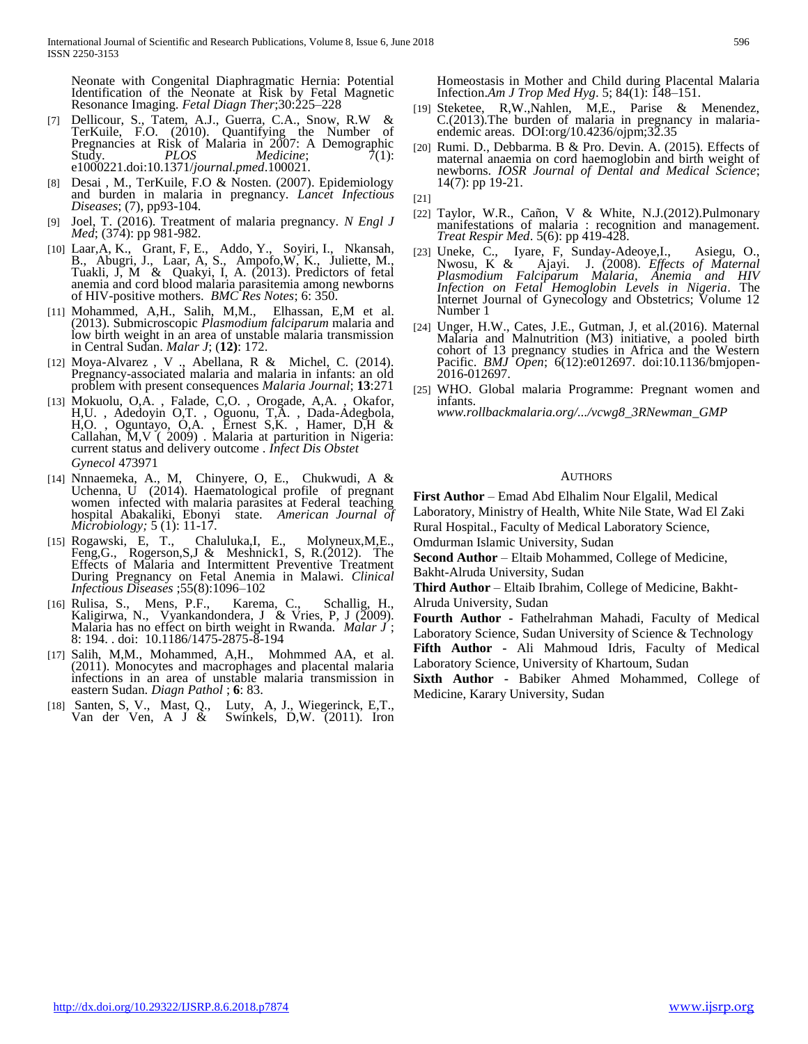Neonate with Congenital Diaphragmatic Hernia: Potential Identification of the Neonate at Risk by Fetal Magnetic Resonance Imaging. *Fetal Diagn Ther*;30:225–228

[7] Dellicour, S., Tatem, A.J., Guerra, C.A., Snow, R.W & TerKuile, F.O. (2010). Quantifying the Number of Pregnancies at Risk of Malaria in 2007: A Demographic Study. *PLOS Medicine*; 7(1): e1000221.doi:10.1371/*journal.pmed*.100021.

[8] Desai , M., TerKuile, F.O & Nosten. (2007). Epidemiology and burden in malaria in pregnancy. *Lancet Infectious Diseases*; (7), pp93-104.

[9] Joel, T. (2016). Treatment of malaria pregnancy. *N Engl J Med*; (374): pp 981-982.

[10] Laar,A, K., Grant, F, E., Addo, Y., Soyiri, I., Nkansah, B., Abugri, J., Laar, A, S., Ampofo,W, K., Juliette, M., Tuakli, J, M & Quakyi, I, A. (2013). Predictors of fetal anemia and cord blood malaria parasitemia among newborns of HIV-positive mothers. *BMC Res Notes*; 6: 350.

[11] Mohammed, A,H., Salih, M,M., Elhassan, E,M et al. (2013). Submicroscopic *Plasmodium falciparum* malaria and low birth weight in an area of unstable malaria transmission in Central Sudan. *Malar J*; (**12**): 172.

[12] Moya-Alvarez , V ., Abellana, R & Michel, C. (2014). Pregnancy-associated malaria and malaria in infants: an old problem with present consequences *Malaria Journal*; **13**:271

[13] Mokuolu, O,A. , Falade, C,O. , Orogade, A,A. , Okafor, H,U. , Adedoyin O,T. , Oguonu, T,A. , Dada-Adegbola, H,O. , Oguntayo, O,A. , Ernest S,K. , Hamer, D,H & Callahan, M,V ( 2009) . Malaria at parturition in Nigeria: current status and delivery outcome . *Infect Dis Obstet Gynecol* 473971

[14] Nnnaemeka, A., M, Chinyere, O, E., Chukwudi, A & Uchenna, U (2014). Haematological profile of pregnant women infected with malaria parasites at Federal teaching hospital Abakaliki, Ebonyi state. *American Journal of Microbiology;* 5 (1): 11-17.

[15] Rogawski, E, T., Chaluluka,I, E., Molyneux,M,E., Feng,G., Rogerson,S,J & Meshnick1, S, R.(2012). The Effects of Malaria and Intermittent Preventive Treatment During Pregnancy on Fetal Anemia in Malawi. *Clinical Infectious Diseases* ;55(8):1096–102

[16] Rulisa, S., Mens, P.F., Karema, C., Schallig, H., Kaligirwa, N., Vyankandondera, J & Vries, P, J (2009). Malaria has no effect on birth weight in Rwanda. *Malar J* ; 8: 194. . doi: 10.1186/1475-2875-8-194

[17] Salih, M,M., Mohammed, A,H., Mohmmed AA, et al. (2011). Monocytes and macrophages and placental malaria infections in an area of unstable malaria transmission in eastern Sudan. *Diagn Pathol* ; **6**: 83.

[18] Santen, S, V., Mast, Q., Luty, A, J., Wiegerinck, E,T., Van der Ven, A J & Swinkels, D,W. (2011). Iron Homeostasis in Mother and Child during Placental Malaria Infection.*Am J Trop Med Hyg*. 5; 84(1): 148–151.

[19] Steketee, R,W.,Nahlen, M,E., Parise & Menendez, C.(2013).The burden of malaria in pregnancy in malaria-endemic areas. DOI:org/10.4236/ojpm;32.35

[20] Rumi. D., Debbarma. B & Pro. Devin. A. (2015). Effects of maternal anaemia on cord haemoglobin and birth weight of newborns. *IOSR Journal of Dental and Medical Science*; 14(7): pp 19-21.

[21]

[22] Taylor, W.R., Cañon, V & White, N.J.(2012).Pulmonary manifestations of malaria : recognition and management. *Treat Respir Med*. 5(6): pp 419-428.

[23] Uneke, C., Iyare, F, Sunday-Adeoye,I., Asiegu, O., Nwosu, K & Ajayi. J. (2008). *Effects of Maternal Plasmodium Falciparum Malaria, Anemia and HIV Infection on Fetal Hemoglobin Levels in Nigeria*. The Internet Journal of Gynecology and Obstetrics; Volume 12 Number 1

[24] Unger, H.W., Cates, J.E., Gutman, J, et al.(2016). Maternal Malaria and Malnutrition (M3) initiative, a pooled birth cohort of 13 pregnancy studies in Africa and the Western Pacific. *BMJ Open*; 6(12):e012697. doi:10.1136/bmjopen-2016-012697.

[25] WHO. Global malaria Programme: Pregnant women and infants. *www.rollbackmalaria.org/.../vcwg8_3RNewman_GMP*

## AUTHORS

**First Author** – Emad Abd Elhalim Nour Elgalil, Medical Laboratory, Ministry of Health, White Nile State, Wad El Zaki Rural Hospital., Faculty of Medical Laboratory Science, Omdurman Islamic University, Sudan

**Second Author** – Eltaib Mohammed, College of Medicine, Bakht-Alruda University, Sudan

**Third Author** – Eltaib Ibrahim, College of Medicine, Bakht-Alruda University, Sudan

**Fourth Author** - Fathelrahman Mahadi, Faculty of Medical Laboratory Science, Sudan University of Science & Technology

**Fifth Author** - Ali Mahmoud Idris, Faculty of Medical Laboratory Science, University of Khartoum, Sudan

**Sixth Author** - Babiker Ahmed Mohammed, College of Medicine, Karary University, Sudan